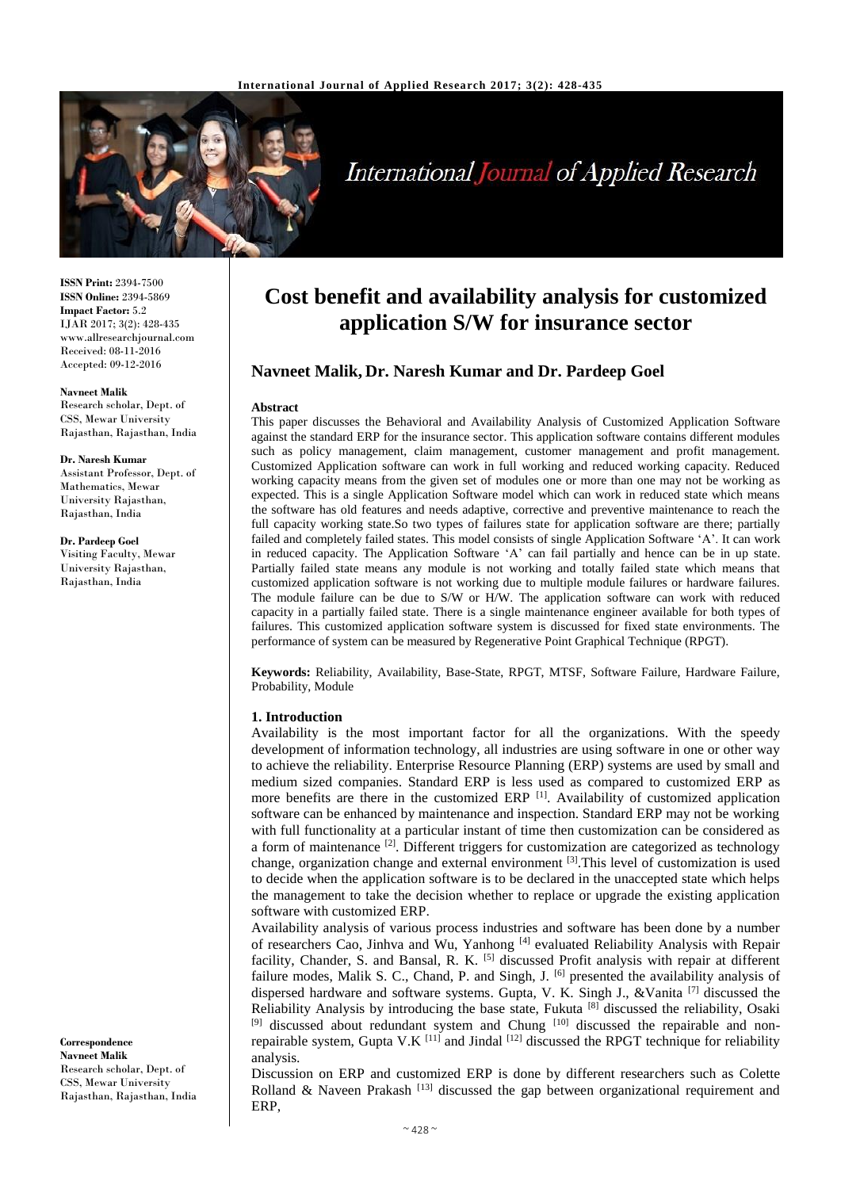**ISSN Print:** 2394-7500
**ISSN Online:** 2394-5869
**Impact Factor:** 5.2
IJAR 2017; 3(2): 428-435
www.allresearchjournal.com
Received: 08-11-2016
Accepted: 09-12-2016

**Navneet Malik**
Research scholar, Dept. of CSS, Mewar University Rajasthan, Rajasthan, India

**Dr. Naresh Kumar**
Assistant Professor, Dept. of Mathematics, Mewar University Rajasthan, Rajasthan, India

**Dr. Pardeep Goel**
Visiting Faculty, Mewar University Rajasthan, Rajasthan, India

**Correspondence**
**Navneet Malik**
Research scholar, Dept. of CSS, Mewar University Rajasthan, Rajasthan, India

# Cost benefit and availability analysis for customized application S/W for insurance sector

## Navneet Malik, Dr. Naresh Kumar and Dr. Pardeep Goel

### Abstract

This paper discusses the Behavioral and Availability Analysis of Customized Application Software against the standard ERP for the insurance sector. This application software contains different modules such as policy management, claim management, customer management and profit management. Customized Application software can work in full working and reduced working capacity. Reduced working capacity means from the given set of modules one or more than one may not be working as expected. This is a single Application Software model which can work in reduced state which means the software has old features and needs adaptive, corrective and preventive maintenance to reach the full capacity working state.So two types of failures state for application software are there; partially failed and completely failed states. This model consists of single Application Software 'A'. It can work in reduced capacity. The Application Software 'A' can fail partially and hence can be in up state. Partially failed state means any module is not working and totally failed state which means that customized application software is not working due to multiple module failures or hardware failures. The module failure can be due to S/W or H/W. The application software can work with reduced capacity in a partially failed state. There is a single maintenance engineer available for both types of failures. This customized application software system is discussed for fixed state environments. The performance of system can be measured by Regenerative Point Graphical Technique (RPGT).

**Keywords:** Reliability, Availability, Base-State, RPGT, MTSF, Software Failure, Hardware Failure, Probability, Module

### 1. Introduction

Availability is the most important factor for all the organizations. With the speedy development of information technology, all industries are using software in one or other way to achieve the reliability. Enterprise Resource Planning (ERP) systems are used by small and medium sized companies. Standard ERP is less used as compared to customized ERP as more benefits are there in the customized ERP [1]. Availability of customized application software can be enhanced by maintenance and inspection. Standard ERP may not be working with full functionality at a particular instant of time then customization can be considered as a form of maintenance [2]. Different triggers for customization are categorized as technology change, organization change and external environment [3].This level of customization is used to decide when the application software is to be declared in the unaccepted state which helps the management to take the decision whether to replace or upgrade the existing application software with customized ERP.

Availability analysis of various process industries and software has been done by a number of researchers Cao, Jinhva and Wu, Yanhong [4] evaluated Reliability Analysis with Repair facility, Chander, S. and Bansal, R. K. [5] discussed Profit analysis with repair at different failure modes, Malik S. C., Chand, P. and Singh, J. [6] presented the availability analysis of dispersed hardware and software systems. Gupta, V. K. Singh J., &Vanita [7] discussed the Reliability Analysis by introducing the base state, Fukuta [8] discussed the reliability, Osaki [9] discussed about redundant system and Chung [10] discussed the repairable and non-repairable system, Gupta V.K [11] and Jindal [12] discussed the RPGT technique for reliability analysis.

Discussion on ERP and customized ERP is done by different researchers such as Colette Rolland & Naveen Prakash [13] discussed the gap between organizational requirement and ERP,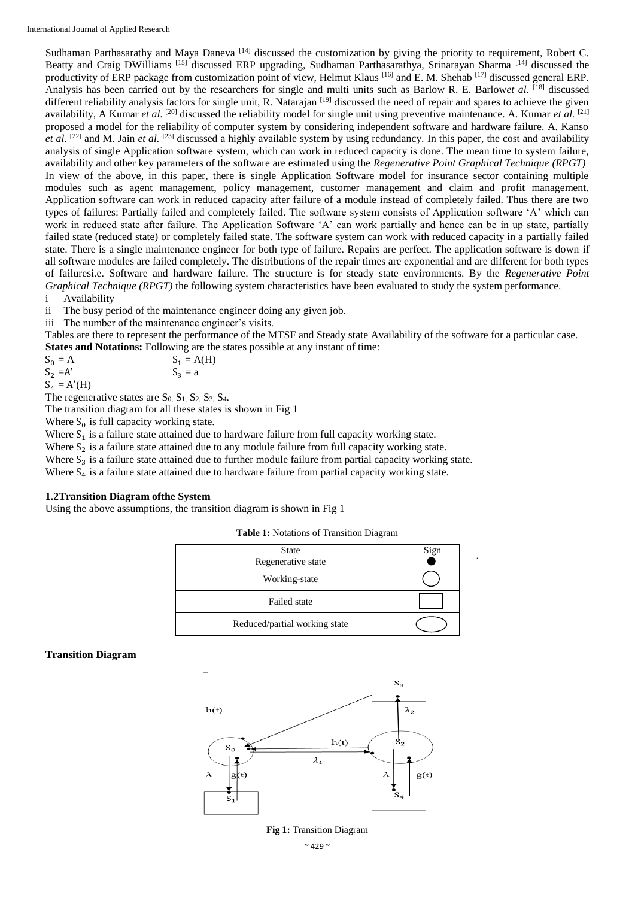Sudhaman Parthasarathy and Maya Daneva [14] discussed the customization by giving the priority to requirement, Robert C. Beatty and Craig DWilliams [15] discussed ERP upgrading, Sudhaman Parthasarathya, Srinarayan Sharma [14] discussed the productivity of ERP package from customization point of view, Helmut Klaus [16] and E. M. Shehab [17] discussed general ERP. Analysis has been carried out by the researchers for single and multi units such as Barlow R. E. Barlow*et al.* [18] discussed different reliability analysis factors for single unit, R. Natarajan [19] discussed the need of repair and spares to achieve the given availability, A Kumar *et al*. [20] discussed the reliability model for single unit using preventive maintenance. A. Kumar *et al.* [21] proposed a model for the reliability of computer system by considering independent software and hardware failure. A. Kanso *et al.* [22] and M. Jain *et al.* [23] discussed a highly available system by using redundancy. In this paper, the cost and availability analysis of single Application software system, which can work in reduced capacity is done. The mean time to system failure, availability and other key parameters of the software are estimated using the *Regenerative Point Graphical Technique (RPGT)*

In view of the above, in this paper, there is single Application Software model for insurance sector containing multiple modules such as agent management, policy management, customer management and claim and profit management. Application software can work in reduced capacity after failure of a module instead of completely failed. Thus there are two types of failures: Partially failed and completely failed. The software system consists of Application software 'A' which can work in reduced state after failure. The Application Software 'A' can work partially and hence can be in up state, partially failed state (reduced state) or completely failed state. The software system can work with reduced capacity in a partially failed state. There is a single maintenance engineer for both type of failure. Repairs are perfect. The application software is down if all software modules are failed completely. The distributions of the repair times are exponential and are different for both types of failuresi.e. Software and hardware failure. The structure is for steady state environments. By the *Regenerative Point Graphical Technique (RPGT)* the following system characteristics have been evaluated to study the system performance.

i Availability
ii The busy period of the maintenance engineer doing any given job.
iii The number of the maintenance engineer's visits.

Tables are there to represent the performance of the MTSF and Steady state Availability of the software for a particular case.

**States and Notations:** Following are the states possible at any instant of time:

$S_0 = A$ $\quad$ $S_1 = A(H)$

$S_2 = A'$ $\quad$ $S_3 = a$

$S_4 = A'(H)$

The regenerative states are $S_0, S_1, S_2, S_3, S_4$.

The transition diagram for all these states is shown in Fig 1

Where $S_0$ is full capacity working state.

Where $S_1$ is a failure state attained due to hardware failure from full capacity working state.

Where $S_2$ is a failure state attained due to any module failure from full capacity working state.

Where $S_3$ is a failure state attained due to further module failure from partial capacity working state.

Where $S_4$ is a failure state attained due to hardware failure from partial capacity working state.

### 1.2Transition Diagram ofthe System

Using the above assumptions, the transition diagram is shown in Fig 1

**Table 1:** Notations of Transition Diagram

| State | Sign |
|---|---|
| Regenerative state | ● |
| Working-state | ○ (circle) |
| Failed state | □ (rectangle) |
| Reduced/partial working state | ⬭ (ellipse) |

**Transition Diagram**

**Fig 1:** Transition Diagram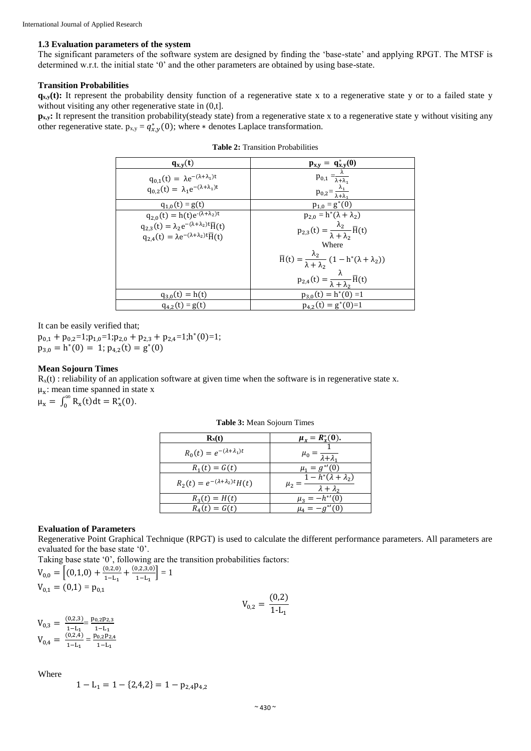### 1.3 Evaluation parameters of the system

The significant parameters of the software system are designed by finding the 'base-state' and applying RPGT. The MTSF is determined w.r.t. the initial state '0' and the other parameters are obtained by using base-state.

#### Transition Probabilities

**$q_{x,y}(t)$:** It represent the probability density function of a regenerative state x to a regenerative state y or to a failed state y without visiting any other regenerative state in (0,t].

**$p_{x,y}$:** It represent the transition probability(steady state) from a regenerative state x to a regenerative state y without visiting any other regenerative state. $p_{x,y} = q^*_{x,y}(0)$; where $*$ denotes Laplace transformation.

**Table 2:** Transition Probabilities

| $\mathbf{q_{x,y}(t)}$ | $\mathbf{p_{x,y} = q^*_{x,y}(0)}$ |
|---|---|
| $q_{0,1}(t) = \lambda e^{-(\lambda+\lambda_1)t}$ <br> $q_{0,2}(t) = \lambda_1 e^{-(\lambda+\lambda_1)t}$ | $p_{0,1} = \frac{\lambda}{\lambda+\lambda_1}$ <br> $p_{0,2} = \frac{\lambda_1}{\lambda+\lambda_1}$ |
| $q_{1,0}(t) = g(t)$ | $p_{1,0} = g^*(0)$ |
| $q_{2,0}(t) = h(t)e^{-(\lambda+\lambda_2)t}$ <br> $q_{2,3}(t) = \lambda_2 e^{-(\lambda+\lambda_2)t}\overline{H}(t)$ <br> $q_{2,4}(t) = \lambda e^{-(\lambda+\lambda_2)t}\overline{H}(t)$ | $p_{2,0} = h^*(\lambda + \lambda_2)$ <br> $p_{2,3}(t) = \frac{\lambda_2}{\lambda+\lambda_2}\overline{H}(t)$ <br> Where <br> $\overline{H}(t) = \frac{\lambda_2}{\lambda+\lambda_2}(1 - h^*(\lambda+\lambda_2))$ <br> $p_{2,4}(t) = \frac{\lambda}{\lambda+\lambda_2}\overline{H}(t)$ |
| $q_{3,0}(t) = h(t)$ | $p_{3,0}(t) = h^*(0) = 1$ |
| $q_{4,2}(t) = g(t)$ | $p_{4,2}(t) = g^*(0) = 1$ |

It can be easily verified that;

$p_{0,1} + p_{0,2} = 1; p_{1,0} = 1; p_{2,0} + p_{2,3} + p_{2,4} = 1; h^*(0) = 1;$
$p_{3,0} = h^*(0) = 1;\ p_{4,2}(t) = g^*(0)$

#### Mean Sojourn Times

$R_x(t)$ : reliability of an application software at given time when the software is in regenerative state x.

$\mu_x$: mean time spanned in state x

$\mu_x = \int_0^\infty R_x(t)dt = R^*_x(0).$

**Table 3:** Mean Sojourn Times

| $\mathbf{R_x(t)}$ | $\boldsymbol{\mu_x = R^*_x(0)}$. |
|---|---|
| $R_0(t) = e^{-(\lambda+\lambda_1)t}$ | $\mu_0 = \frac{1}{\lambda+\lambda_1}$ |
| $R_1(t) = G(t)$ | $\mu_1 = g^{*\prime}(0)$ |
| $R_2(t) = e^{-(\lambda+\lambda_2)t}H(t)$ | $\mu_2 = \frac{1-h^*(\lambda+\lambda_2)}{\lambda+\lambda_2}$ |
| $R_3(t) = H(t)$ | $\mu_3 = -h^{*\prime}(0)$ |
| $R_4(t) = G(t)$ | $\mu_4 = -g^{*\prime}(0)$ |

#### Evaluation of Parameters

Regenerative Point Graphical Technique (RPGT) is used to calculate the different performance parameters. All parameters are evaluated for the base state '0'.

Taking base state '0', following are the transition probabilities factors:

$V_{0,0} = \left[(0,1,0) + \frac{(0,2,0)}{1-L_1} + \frac{(0,2,3,0)}{1-L_1}\right] = 1$

$V_{0,1} = (0,1) = p_{0,1}$

$$V_{0,2} = \frac{(0,2)}{1\text{-}L_1}$$

$V_{0,3} = \frac{(0,2,3)}{1-L_1} = \frac{p_{0,2}p_{2,3}}{1-L_1}$

$V_{0,4} = \frac{(0,2,4)}{1-L_1} = \frac{p_{0,2}p_{2,4}}{1-L_1}$

Where

$1 - L_1 = 1 - \{2,4,2\} = 1 - p_{2,4}p_{4,2}$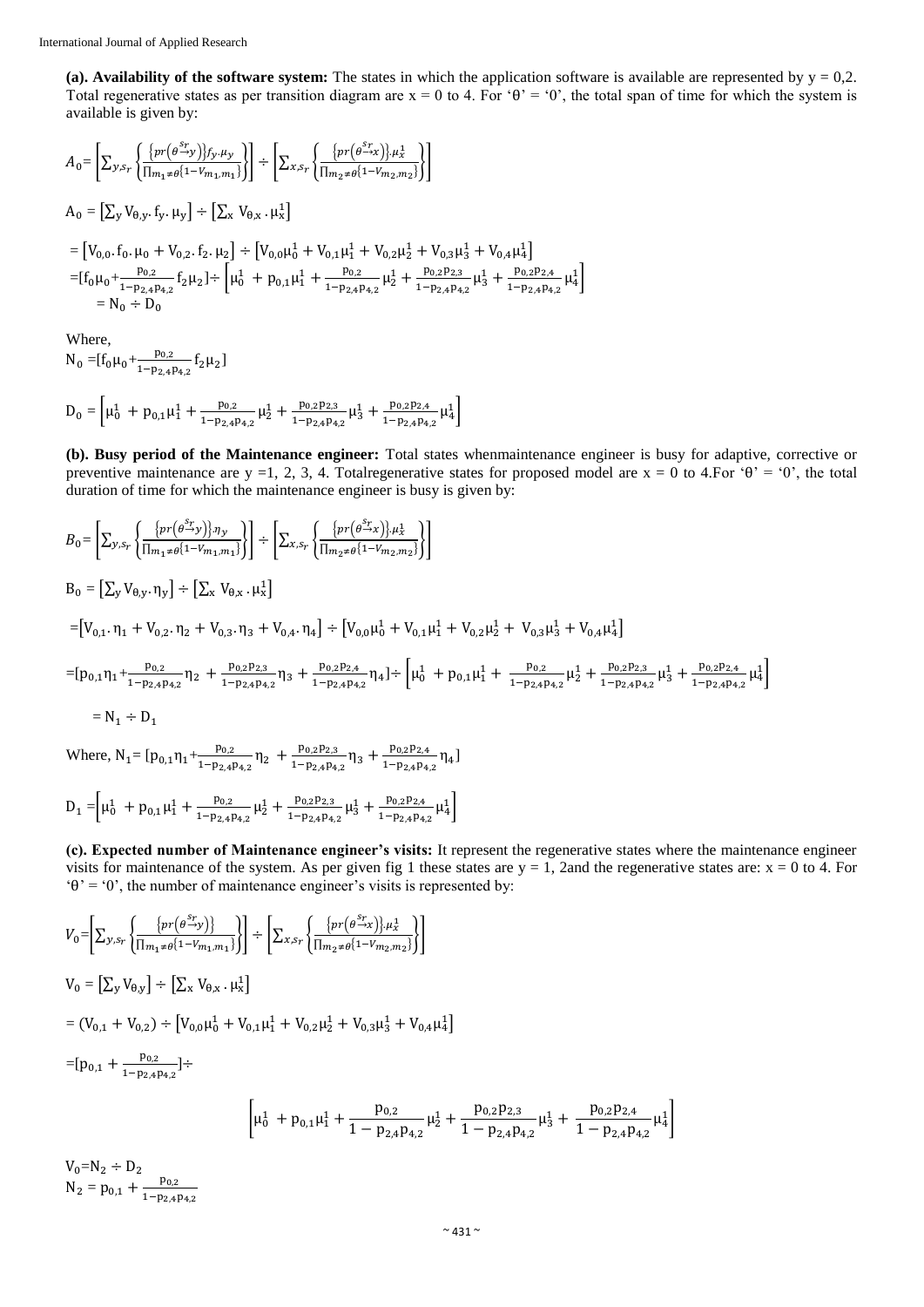**(a). Availability of the software system:** The states in which the application software is available are represented by y = 0,2. Total regenerative states as per transition diagram are x = 0 to 4. For 'θ' = '0', the total span of time for which the system is available is given by:

$$A_0 = \left[ \sum_{y,s_r} \left\{ \frac{\{pr(\theta \xrightarrow{s_r} y)\} f_y . \mu_y}{\prod_{m_1 \neq \theta} \{1 - V_{m_1,m_1}\}} \right\} \right] \div \left[ \sum_{x,s_r} \left\{ \frac{\{pr(\theta \xrightarrow{s_r} x)\} . \mu_x^1}{\prod_{m_2 \neq \theta} \{1 - V_{m_2,m_2}\}} \right\} \right]$$

$$A_0 = \left[ \sum_y V_{\theta,y} . f_y . \mu_y \right] \div \left[ \sum_x V_{\theta,x} . \mu_x^1 \right]$$

$$= \left[ V_{0,0} . f_0 . \mu_0 + V_{0,2} . f_2 . \mu_2 \right] \div \left[ V_{0,0}\mu_0^1 + V_{0,1}\mu_1^1 + V_{0,2}\mu_2^1 + V_{0,3}\mu_3^1 + V_{0,4}\mu_4^1 \right]$$

$$= [f_0\mu_0 + \frac{p_{0,2}}{1 - p_{2,4}p_{4,2}} f_2\mu_2] \div \left[ \mu_0^1 + p_{0,1}\mu_1^1 + \frac{p_{0,2}}{1 - p_{2,4}p_{4,2}} \mu_2^1 + \frac{p_{0,2}p_{2,3}}{1 - p_{2,4}p_{4,2}} \mu_3^1 + \frac{p_{0,2}p_{2,4}}{1 - p_{2,4}p_{4,2}} \mu_4^1 \right]$$

$$= N_0 \div D_0$$

Where,

$$N_0 = [f_0\mu_0 + \frac{p_{0,2}}{1 - p_{2,4}p_{4,2}} f_2\mu_2]$$

$$D_0 = \left[ \mu_0^1 + p_{0,1}\mu_1^1 + \frac{p_{0,2}}{1 - p_{2,4}p_{4,2}} \mu_2^1 + \frac{p_{0,2}p_{2,3}}{1 - p_{2,4}p_{4,2}} \mu_3^1 + \frac{p_{0,2}p_{2,4}}{1 - p_{2,4}p_{4,2}} \mu_4^1 \right]$$

**(b). Busy period of the Maintenance engineer:** Total states whenmaintenance engineer is busy for adaptive, corrective or preventive maintenance are y =1, 2, 3, 4. Totalregenerative states for proposed model are x = 0 to 4.For 'θ' = '0', the total duration of time for which the maintenance engineer is busy is given by:

$$B_0 = \left[ \sum_{y,s_r} \left\{ \frac{\{pr(\theta \xrightarrow{s_r} y)\} . \eta_y}{\prod_{m_1 \neq \theta} \{1 - V_{m_1,m_1}\}} \right\} \right] \div \left[ \sum_{x,s_r} \left\{ \frac{\{pr(\theta \xrightarrow{s_r} x)\} . \mu_x^1}{\prod_{m_2 \neq \theta} \{1 - V_{m_2,m_2}\}} \right\} \right]$$

$$B_0 = \left[ \sum_y V_{\theta,y} . \eta_y \right] \div \left[ \sum_x V_{\theta,x} . \mu_x^1 \right]$$

$$= \left[ V_{0,1} . \eta_1 + V_{0,2} . \eta_2 + V_{0,3} . \eta_3 + V_{0,4} . \eta_4 \right] \div \left[ V_{0,0}\mu_0^1 + V_{0,1}\mu_1^1 + V_{0,2}\mu_2^1 + V_{0,3}\mu_3^1 + V_{0,4}\mu_4^1 \right]$$

$$= [p_{0,1}\eta_1 + \frac{p_{0,2}}{1 - p_{2,4}p_{4,2}} \eta_2 + \frac{p_{0,2}p_{2,3}}{1 - p_{2,4}p_{4,2}} \eta_3 + \frac{p_{0,2}p_{2,4}}{1 - p_{2,4}p_{4,2}} \eta_4] \div \left[ \mu_0^1 + p_{0,1}\mu_1^1 + \frac{p_{0,2}}{1 - p_{2,4}p_{4,2}} \mu_2^1 + \frac{p_{0,2}p_{2,3}}{1 - p_{2,4}p_{4,2}} \mu_3^1 + \frac{p_{0,2}p_{2,4}}{1 - p_{2,4}p_{4,2}} \mu_4^1 \right]$$

$$= N_1 \div D_1$$

Where, $N_1 = [p_{0,1}\eta_1 + \frac{p_{0,2}}{1 - p_{2,4}p_{4,2}} \eta_2 + \frac{p_{0,2}p_{2,3}}{1 - p_{2,4}p_{4,2}} \eta_3 + \frac{p_{0,2}p_{2,4}}{1 - p_{2,4}p_{4,2}} \eta_4]$

$$D_1 = \left[ \mu_0^1 + p_{0,1}\mu_1^1 + \frac{p_{0,2}}{1 - p_{2,4}p_{4,2}} \mu_2^1 + \frac{p_{0,2}p_{2,3}}{1 - p_{2,4}p_{4,2}} \mu_3^1 + \frac{p_{0,2}p_{2,4}}{1 - p_{2,4}p_{4,2}} \mu_4^1 \right]$$

**(c). Expected number of Maintenance engineer's visits:** It represent the regenerative states where the maintenance engineer visits for maintenance of the system. As per given fig 1 these states are y = 1, 2and the regenerative states are: x = 0 to 4. For 'θ' = '0', the number of maintenance engineer's visits is represented by:

$$V_0 = \left[ \sum_{y,s_r} \left\{ \frac{\{pr(\theta \xrightarrow{s_r} y)\}}{\prod_{m_1 \neq \theta} \{1 - V_{m_1,m_1}\}} \right\} \right] \div \left[ \sum_{x,s_r} \left\{ \frac{\{pr(\theta \xrightarrow{s_r} x)\} . \mu_x^1}{\prod_{m_2 \neq \theta} \{1 - V_{m_2,m_2}\}} \right\} \right]$$

$$V_0 = \left[ \sum_y V_{\theta,y} \right] \div \left[ \sum_x V_{\theta,x} . \mu_x^1 \right]$$

$$= (V_{0,1} + V_{0,2}) \div \left[ V_{0,0}\mu_0^1 + V_{0,1}\mu_1^1 + V_{0,2}\mu_2^1 + V_{0,3}\mu_3^1 + V_{0,4}\mu_4^1 \right]$$

$$= [p_{0,1} + \frac{p_{0,2}}{1 - p_{2,4}p_{4,2}}] \div$$

$$\left[ \mu_0^1 + p_{0,1}\mu_1^1 + \frac{p_{0,2}}{1 - p_{2,4}p_{4,2}} \mu_2^1 + \frac{p_{0,2}p_{2,3}}{1 - p_{2,4}p_{4,2}} \mu_3^1 + \frac{p_{0,2}p_{2,4}}{1 - p_{2,4}p_{4,2}} \mu_4^1 \right]$$

$$V_0 = N_2 \div D_2$$

$$N_2 = p_{0,1} + \frac{p_{0,2}}{1 - p_{2,4}p_{4,2}}$$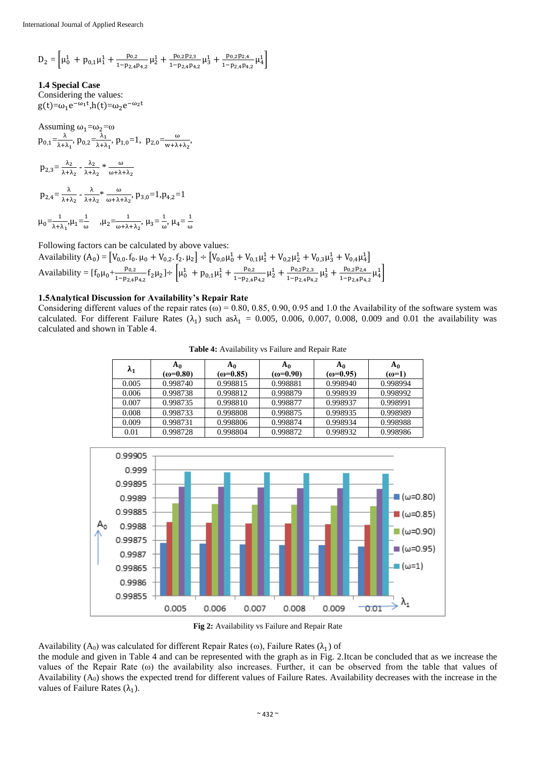$$D_2 = \left[\mu_0^1 + p_{0,1}\mu_1^1 + \frac{p_{0,2}}{1-p_{2,4}p_{4,2}}\mu_2^1 + \frac{p_{0,2}p_{2,3}}{1-p_{2,4}p_{4,2}}\mu_3^1 + \frac{p_{0,2}p_{2,4}}{1-p_{2,4}p_{4,2}}\mu_4^1\right]$$

**1.4 Special Case**

Considering the values:

$g(t)=\omega_1 e^{-\omega_1 t}, h(t)=\omega_2 e^{-\omega_2 t}$

Assuming $\omega_1=\omega_2=\omega$

$p_{0,1}=\frac{\lambda}{\lambda+\lambda_1}$, $p_{0,2}=\frac{\lambda_1}{\lambda+\lambda_1}$, $p_{1,0}=1$, $p_{2,0}=\frac{\omega}{w+\lambda+\lambda_2}$,

$p_{2,3}=\frac{\lambda_2}{\lambda+\lambda_2} - \frac{\lambda_2}{\lambda+\lambda_2} * \frac{\omega}{\omega+\lambda+\lambda_2}$

$p_{2,4}=\frac{\lambda}{\lambda+\lambda_2} - \frac{\lambda}{\lambda+\lambda_2} * \frac{\omega}{\omega+\lambda+\lambda_2}$, $p_{3,0}=1, p_{4,2}=1$

$\mu_0=\frac{1}{\lambda+\lambda_1}, \mu_1=\frac{1}{\omega}$ $, \mu_2=\frac{1}{\omega+\lambda+\lambda_2}$, $\mu_3=\frac{1}{\omega}$, $\mu_4=\frac{1}{\omega}$

Following factors can be calculated by above values:

Availability $(A_0) = \left[V_{0,0}.f_0.\mu_0 + V_{0,2}.f_2.\mu_2\right] \div \left[V_{0,0}\mu_0^1 + V_{0,1}\mu_1^1 + V_{0,2}\mu_2^1 + V_{0,3}\mu_3^1 + V_{0,4}\mu_4^1\right]$

Availability $= [f_0\mu_0 + \frac{p_{0,2}}{1-p_{2,4}p_{4,2}}f_2\mu_2] \div \left[\mu_0^1 + p_{0,1}\mu_1^1 + \frac{p_{0,2}}{1-p_{2,4}p_{4,2}}\mu_2^1 + \frac{p_{0,2}p_{2,3}}{1-p_{2,4}p_{4,2}}\mu_3^1 + \frac{p_{0,2}p_{2,4}}{1-p_{2,4}p_{4,2}}\mu_4^1\right]$

**1.5Analytical Discussion for Availability's Repair Rate**

Considering different values of the repair rates ($\omega$) = 0.80, 0.85, 0.90, 0.95 and 1.0 the Availability of the software system was calculated. For different Failure Rates ($\lambda_1$) such as$\lambda_1$ = 0.005, 0.006, 0.007, 0.008, 0.009 and 0.01 the availability was calculated and shown in Table 4.

**Table 4:** Availability vs Failure and Repair Rate

| $\lambda_1$ | $A_0$ ($\omega$=0.80) | $A_0$ ($\omega$=0.85) | $A_0$ ($\omega$=0.90) | $A_0$ ($\omega$=0.95) | $A_0$ ($\omega$=1) |
|---|---|---|---|---|---|
| 0.005 | 0.998740 | 0.998815 | 0.998881 | 0.998940 | 0.998994 |
| 0.006 | 0.998738 | 0.998812 | 0.998879 | 0.998939 | 0.998992 |
| 0.007 | 0.998735 | 0.998810 | 0.998877 | 0.998937 | 0.998991 |
| 0.008 | 0.998733 | 0.998808 | 0.998875 | 0.998935 | 0.998989 |
| 0.009 | 0.998731 | 0.998806 | 0.998874 | 0.998934 | 0.998988 |
| 0.01 | 0.998728 | 0.998804 | 0.998872 | 0.998932 | 0.998986 |

**Fig 2:** Availability vs Failure and Repair Rate

Availability ($A_0$) was calculated for different Repair Rates ($\omega$), Failure Rates ($\lambda_1$) of the module and given in Table 4 and can be represented with the graph as in Fig. 2.Itcan be concluded that as we increase the values of the Repair Rate ($\omega$) the availability also increases. Further, it can be observed from the table that values of Availability ($A_0$) shows the expected trend for different values of Failure Rates. Availability decreases with the increase in the values of Failure Rates ($\lambda_1$).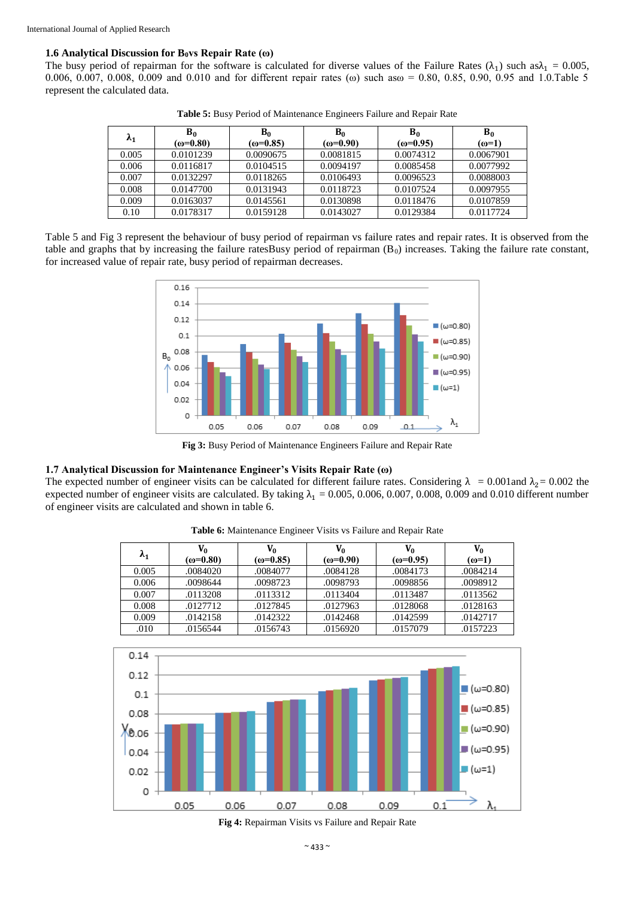### 1.6 Analytical Discussion for $B_0$vs Repair Rate (ω)

The busy period of repairman for the software is calculated for diverse values of the Failure Rates ($\lambda_1$) such as$\lambda_1$ = 0.005, 0.006, 0.007, 0.008, 0.009 and 0.010 and for different repair rates (ω) such asω = 0.80, 0.85, 0.90, 0.95 and 1.0.Table 5 represent the calculated data.

**Table 5:** Busy Period of Maintenance Engineers Failure and Repair Rate

| $\lambda_1$ | $B_0$ (ω=0.80) | $B_0$ (ω=0.85) | $B_0$ (ω=0.90) | $B_0$ (ω=0.95) | $B_0$ (ω=1) |
|---|---|---|---|---|---|
| 0.005 | 0.0101239 | 0.0090675 | 0.0081815 | 0.0074312 | 0.0067901 |
| 0.006 | 0.0116817 | 0.0104515 | 0.0094197 | 0.0085458 | 0.0077992 |
| 0.007 | 0.0132297 | 0.0118265 | 0.0106493 | 0.0096523 | 0.0088003 |
| 0.008 | 0.0147700 | 0.0131943 | 0.0118723 | 0.0107524 | 0.0097955 |
| 0.009 | 0.0163037 | 0.0145561 | 0.0130898 | 0.0118476 | 0.0107859 |
| 0.10 | 0.0178317 | 0.0159128 | 0.0143027 | 0.0129384 | 0.0117724 |

Table 5 and Fig 3 represent the behaviour of busy period of repairman vs failure rates and repair rates. It is observed from the table and graphs that by increasing the failure ratesBusy period of repairman ($B_0$) increases. Taking the failure rate constant, for increased value of repair rate, busy period of repairman decreases.

**Fig 3:** Busy Period of Maintenance Engineers Failure and Repair Rate

### 1.7 Analytical Discussion for Maintenance Engineer's Visits Repair Rate (ω)

The expected number of engineer visits can be calculated for different failure rates. Considering $\lambda$ = 0.001and $\lambda_2$ = 0.002 the expected number of engineer visits are calculated. By taking $\lambda_1$ = 0.005, 0.006, 0.007, 0.008, 0.009 and 0.010 different number of engineer visits are calculated and shown in table 6.

**Table 6:** Maintenance Engineer Visits vs Failure and Repair Rate

| $\lambda_1$ | $V_0$ (ω=0.80) | $V_0$ (ω=0.85) | $V_0$ (ω=0.90) | $V_0$ (ω=0.95) | $V_0$ (ω=1) |
|---|---|---|---|---|---|
| 0.005 | .0084020 | .0084077 | .0084128 | .0084173 | .0084214 |
| 0.006 | .0098644 | .0098723 | .0098793 | .0098856 | .0098912 |
| 0.007 | .0113208 | .0113312 | .0113404 | .0113487 | .0113562 |
| 0.008 | .0127712 | .0127845 | .0127963 | .0128068 | .0128163 |
| 0.009 | .0142158 | .0142322 | .0142468 | .0142599 | .0142717 |
| .010 | .0156544 | .0156743 | .0156920 | .0157079 | .0157223 |

**Fig 4:** Repairman Visits vs Failure and Repair Rate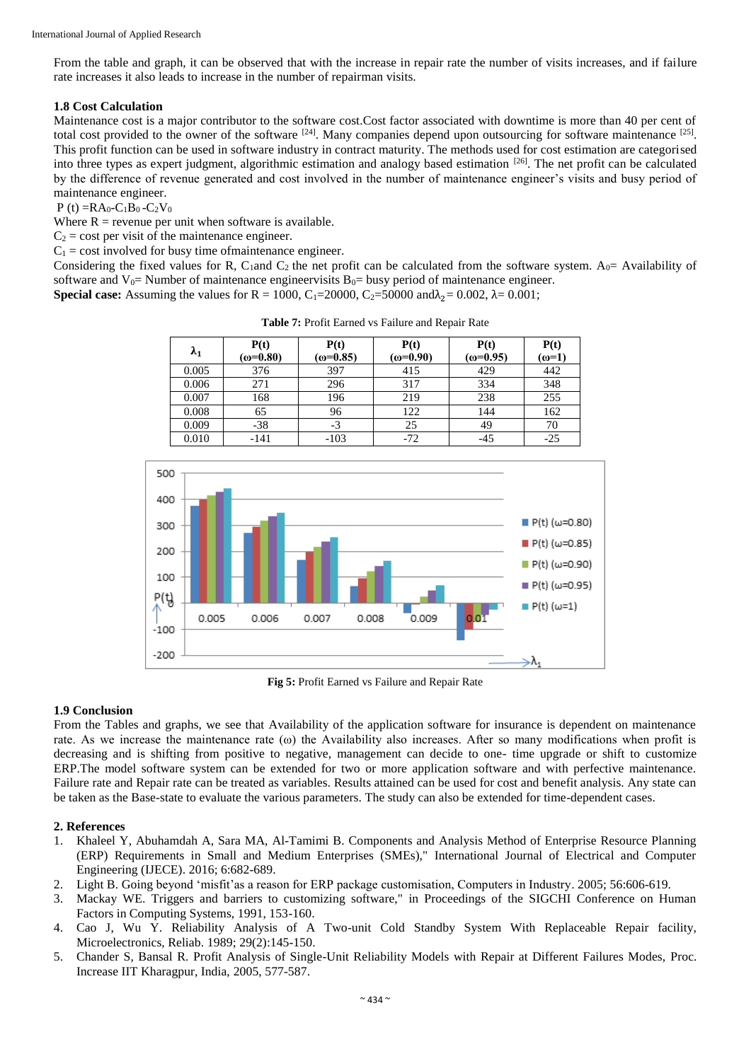From the table and graph, it can be observed that with the increase in repair rate the number of visits increases, and if failure rate increases it also leads to increase in the number of repairman visits.

### 1.8 Cost Calculation

Maintenance cost is a major contributor to the software cost.Cost factor associated with downtime is more than 40 per cent of total cost provided to the owner of the software [24]. Many companies depend upon outsourcing for software maintenance [25]. This profit function can be used in software industry in contract maturity. The methods used for cost estimation are categorised into three types as expert judgment, algorithmic estimation and analogy based estimation [26]. The net profit can be calculated by the difference of revenue generated and cost involved in the number of maintenance engineer's visits and busy period of maintenance engineer.

$P(t) = RA_0 - C_1B_0 - C_2V_0$

Where R = revenue per unit when software is available.

$C_2$ = cost per visit of the maintenance engineer.

$C_1$ = cost involved for busy time ofmaintenance engineer.

Considering the fixed values for R, $C_1$and $C_2$ the net profit can be calculated from the software system. $A_0$= Availability of software and $V_0$= Number of maintenance engineervisits $B_0$= busy period of maintenance engineer.

**Special case:** Assuming the values for R = 1000, $C_1$=20000, $C_2$=50000 and$\lambda_2$ = 0.002, λ= 0.001;

**Table 7:** Profit Earned vs Failure and Repair Rate

| $\lambda_1$ | P(t) (ω=0.80) | P(t) (ω=0.85) | P(t) (ω=0.90) | P(t) (ω=0.95) | P(t) (ω=1) |
|---|---|---|---|---|---|
| 0.005 | 376 | 397 | 415 | 429 | 442 |
| 0.006 | 271 | 296 | 317 | 334 | 348 |
| 0.007 | 168 | 196 | 219 | 238 | 255 |
| 0.008 | 65 | 96 | 122 | 144 | 162 |
| 0.009 | -38 | -3 | 25 | 49 | 70 |
| 0.010 | -141 | -103 | -72 | -45 | -25 |

**Fig 5:** Profit Earned vs Failure and Repair Rate

### 1.9 Conclusion

From the Tables and graphs, we see that Availability of the application software for insurance is dependent on maintenance rate. As we increase the maintenance rate (ω) the Availability also increases. After so many modifications when profit is decreasing and is shifting from positive to negative, management can decide to one- time upgrade or shift to customize ERP.The model software system can be extended for two or more application software and with perfective maintenance. Failure rate and Repair rate can be treated as variables. Results attained can be used for cost and benefit analysis. Any state can be taken as the Base-state to evaluate the various parameters. The study can also be extended for time-dependent cases.

## 2. References

1. Khaleel Y, Abuhamdah A, Sara MA, Al-Tamimi B. Components and Analysis Method of Enterprise Resource Planning (ERP) Requirements in Small and Medium Enterprises (SMEs)," International Journal of Electrical and Computer Engineering (IJECE). 2016; 6:682-689.
2. Light B. Going beyond 'misfit'as a reason for ERP package customisation, Computers in Industry. 2005; 56:606-619.
3. Mackay WE. Triggers and barriers to customizing software," in Proceedings of the SIGCHI Conference on Human Factors in Computing Systems, 1991, 153-160.
4. Cao J, Wu Y. Reliability Analysis of A Two-unit Cold Standby System With Replaceable Repair facility, Microelectronics, Reliab. 1989; 29(2):145-150.
5. Chander S, Bansal R. Profit Analysis of Single-Unit Reliability Models with Repair at Different Failures Modes, Proc. Increase IIT Kharagpur, India, 2005, 577-587.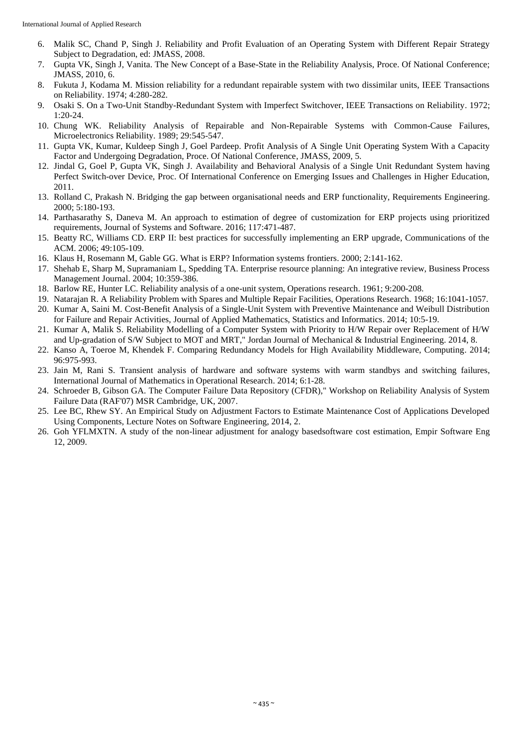6. Malik SC, Chand P, Singh J. Reliability and Profit Evaluation of an Operating System with Different Repair Strategy Subject to Degradation, ed: JMASS, 2008.
7. Gupta VK, Singh J, Vanita. The New Concept of a Base-State in the Reliability Analysis, Proce. Of National Conference; JMASS, 2010, 6.
8. Fukuta J, Kodama M. Mission reliability for a redundant repairable system with two dissimilar units, IEEE Transactions on Reliability. 1974; 4:280-282.
9. Osaki S. On a Two-Unit Standby-Redundant System with Imperfect Switchover, IEEE Transactions on Reliability. 1972; 1:20-24.
10. Chung WK. Reliability Analysis of Repairable and Non-Repairable Systems with Common-Cause Failures, Microelectronics Reliability. 1989; 29:545-547.
11. Gupta VK, Kumar, Kuldeep Singh J, Goel Pardeep. Profit Analysis of A Single Unit Operating System With a Capacity Factor and Undergoing Degradation, Proce. Of National Conference, JMASS, 2009, 5.
12. Jindal G, Goel P, Gupta VK, Singh J. Availability and Behavioral Analysis of a Single Unit Redundant System having Perfect Switch-over Device, Proc. Of International Conference on Emerging Issues and Challenges in Higher Education, 2011.
13. Rolland C, Prakash N. Bridging the gap between organisational needs and ERP functionality, Requirements Engineering. 2000; 5:180-193.
14. Parthasarathy S, Daneva M. An approach to estimation of degree of customization for ERP projects using prioritized requirements, Journal of Systems and Software. 2016; 117:471-487.
15. Beatty RC, Williams CD. ERP II: best practices for successfully implementing an ERP upgrade, Communications of the ACM. 2006; 49:105-109.
16. Klaus H, Rosemann M, Gable GG. What is ERP? Information systems frontiers. 2000; 2:141-162.
17. Shehab E, Sharp M, Supramaniam L, Spedding TA. Enterprise resource planning: An integrative review, Business Process Management Journal. 2004; 10:359-386.
18. Barlow RE, Hunter LC. Reliability analysis of a one-unit system, Operations research. 1961; 9:200-208.
19. Natarajan R. A Reliability Problem with Spares and Multiple Repair Facilities, Operations Research. 1968; 16:1041-1057.
20. Kumar A, Saini M. Cost-Benefit Analysis of a Single-Unit System with Preventive Maintenance and Weibull Distribution for Failure and Repair Activities, Journal of Applied Mathematics, Statistics and Informatics. 2014; 10:5-19.
21. Kumar A, Malik S. Reliability Modelling of a Computer System with Priority to H/W Repair over Replacement of H/W and Up-gradation of S/W Subject to MOT and MRT," Jordan Journal of Mechanical & Industrial Engineering. 2014, 8.
22. Kanso A, Toeroe M, Khendek F. Comparing Redundancy Models for High Availability Middleware, Computing. 2014; 96:975-993.
23. Jain M, Rani S. Transient analysis of hardware and software systems with warm standbys and switching failures, International Journal of Mathematics in Operational Research. 2014; 6:1-28.
24. Schroeder B, Gibson GA. The Computer Failure Data Repository (CFDR)," Workshop on Reliability Analysis of System Failure Data (RAF'07) MSR Cambridge, UK, 2007.
25. Lee BC, Rhew SY. An Empirical Study on Adjustment Factors to Estimate Maintenance Cost of Applications Developed Using Components, Lecture Notes on Software Engineering, 2014, 2.
26. Goh YFLMXTN. A study of the non-linear adjustment for analogy basedsoftware cost estimation, Empir Software Eng 12, 2009.